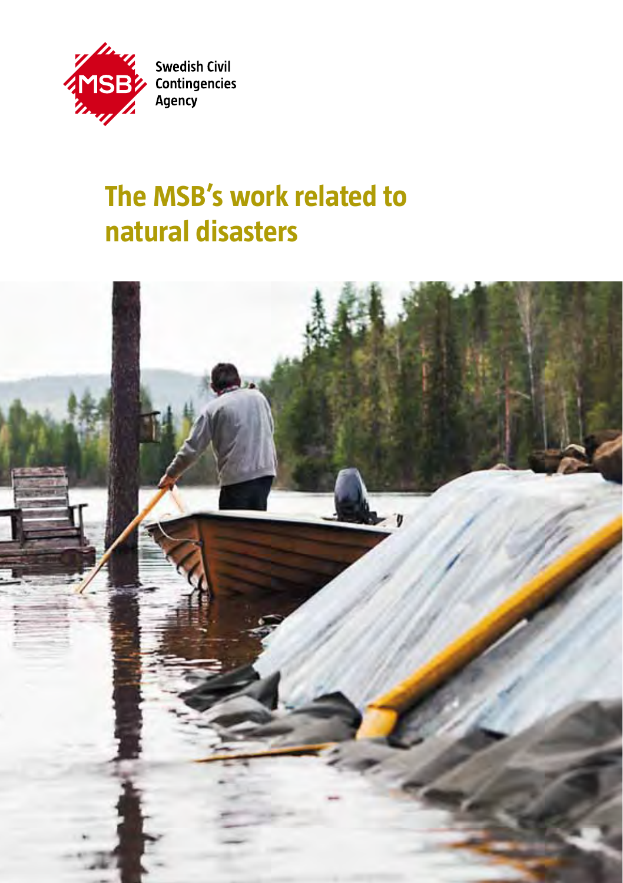Swedish Civil Contingencies Agency

# The MSB's work related to natural disasters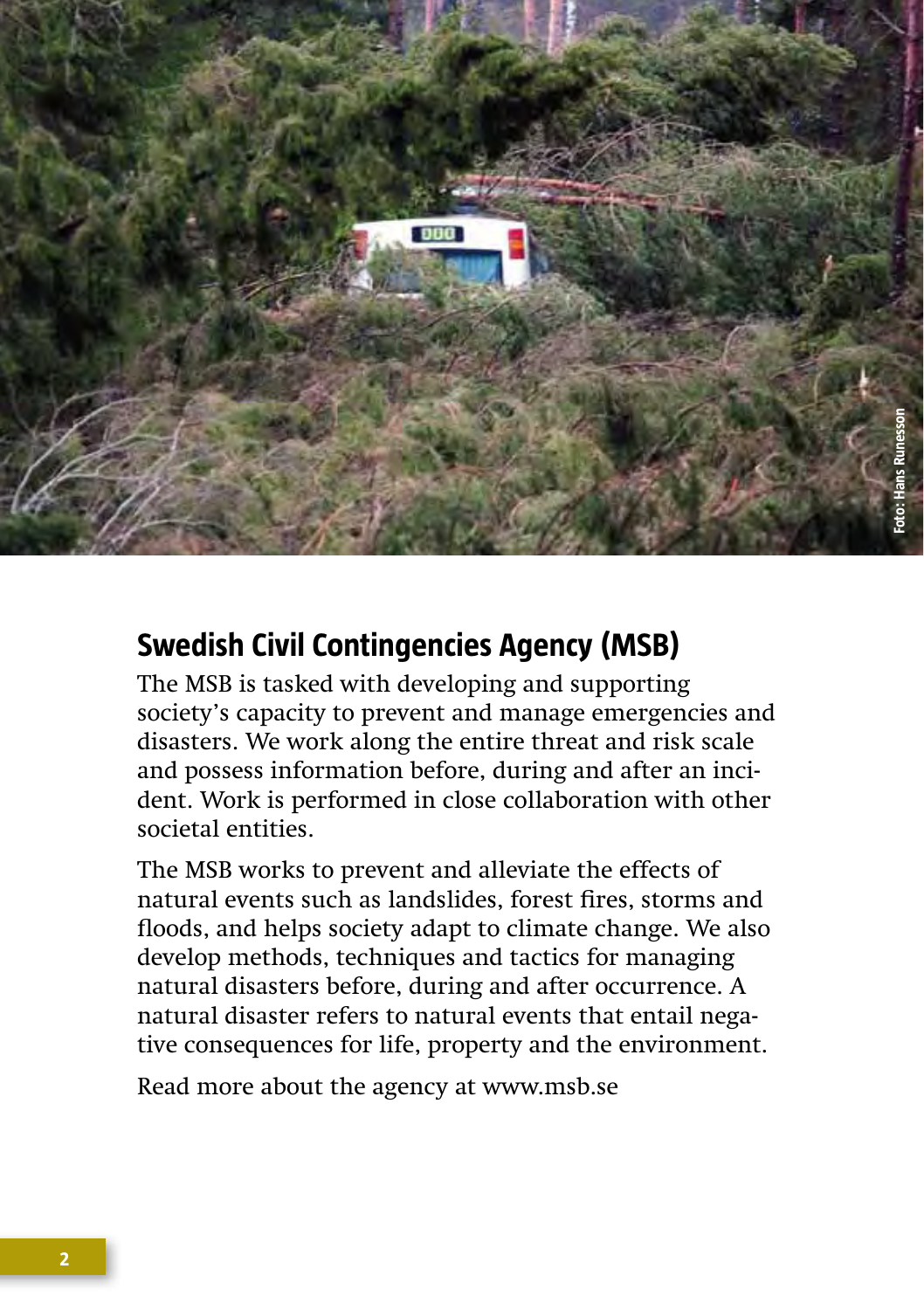## Swedish Civil Contingencies Agency (MSB)

The MSB is tasked with developing and supporting society's capacity to prevent and manage emergencies and disasters. We work along the entire threat and risk scale and possess information before, during and after an incident. Work is performed in close collaboration with other societal entities.

The MSB works to prevent and alleviate the effects of natural events such as landslides, forest fires, storms and floods, and helps society adapt to climate change. We also develop methods, techniques and tactics for managing natural disasters before, during and after occurrence. A natural disaster refers to natural events that entail negative consequences for life, property and the environment.

Read more about the agency at www.msb.se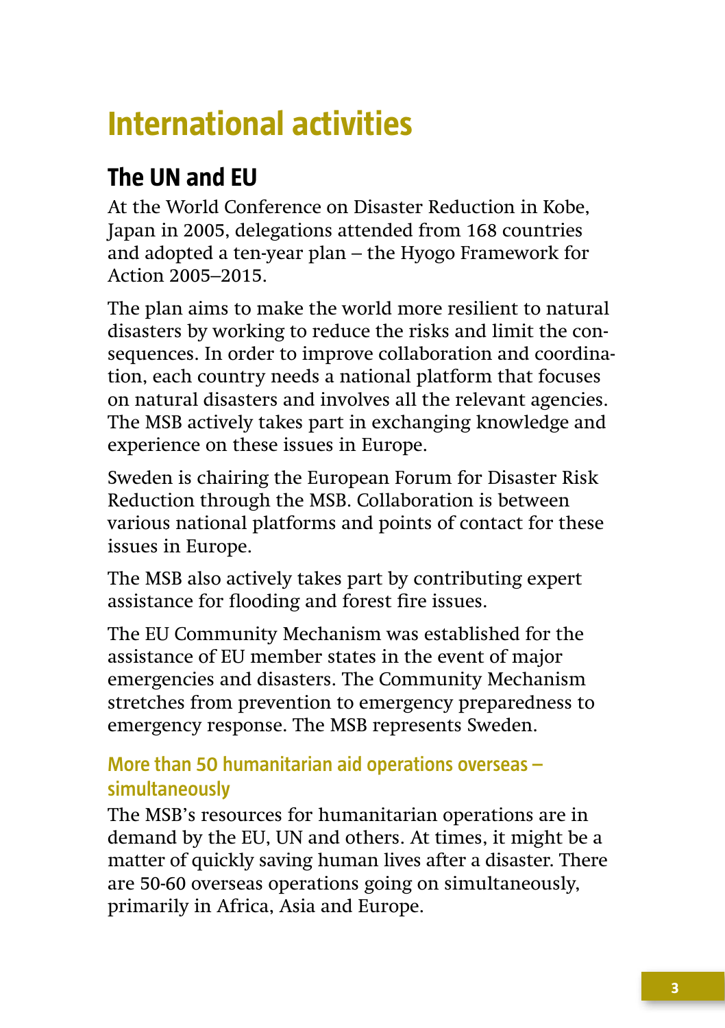# International activities

## The UN and EU

At the World Conference on Disaster Reduction in Kobe, Japan in 2005, delegations attended from 168 countries and adopted a ten-year plan – the Hyogo Framework for Action 2005–2015.

The plan aims to make the world more resilient to natural disasters by working to reduce the risks and limit the consequences. In order to improve collaboration and coordination, each country needs a national platform that focuses on natural disasters and involves all the relevant agencies. The MSB actively takes part in exchanging knowledge and experience on these issues in Europe.

Sweden is chairing the European Forum for Disaster Risk Reduction through the MSB. Collaboration is between various national platforms and points of contact for these issues in Europe.

The MSB also actively takes part by contributing expert assistance for flooding and forest fire issues.

The EU Community Mechanism was established for the assistance of EU member states in the event of major emergencies and disasters. The Community Mechanism stretches from prevention to emergency preparedness to emergency response. The MSB represents Sweden.

### More than 50 humanitarian aid operations overseas – simultaneously

The MSB's resources for humanitarian operations are in demand by the EU, UN and others. At times, it might be a matter of quickly saving human lives after a disaster. There are 50-60 overseas operations going on simultaneously, primarily in Africa, Asia and Europe.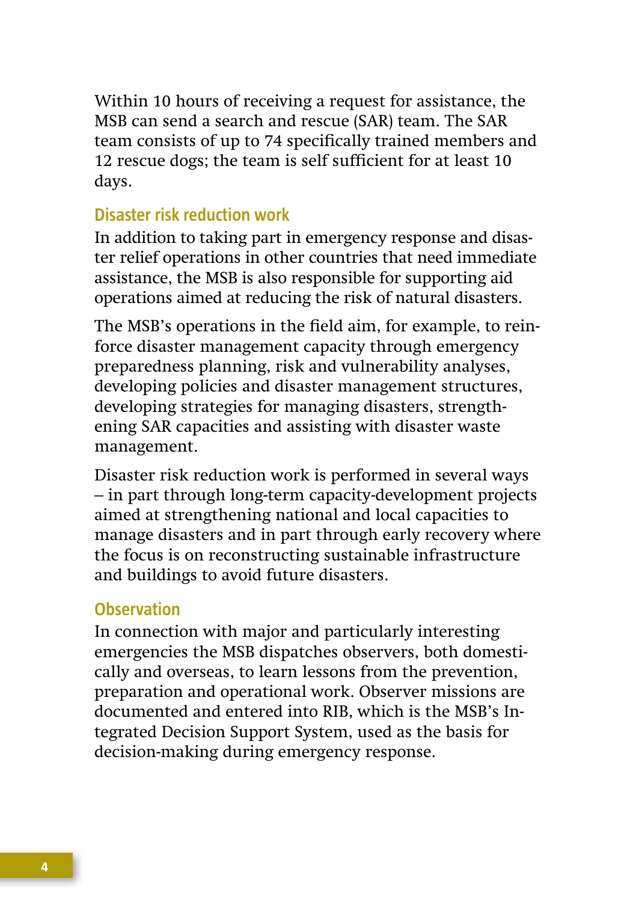Within 10 hours of receiving a request for assistance, the MSB can send a search and rescue (SAR) team. The SAR team consists of up to 74 specifically trained members and 12 rescue dogs; the team is self sufficient for at least 10 days.

### Disaster risk reduction work

In addition to taking part in emergency response and disaster relief operations in other countries that need immediate assistance, the MSB is also responsible for supporting aid operations aimed at reducing the risk of natural disasters.

The MSB's operations in the field aim, for example, to reinforce disaster management capacity through emergency preparedness planning, risk and vulnerability analyses, developing policies and disaster management structures, developing strategies for managing disasters, strengthening SAR capacities and assisting with disaster waste management.

Disaster risk reduction work is performed in several ways – in part through long-term capacity-development projects aimed at strengthening national and local capacities to manage disasters and in part through early recovery where the focus is on reconstructing sustainable infrastructure and buildings to avoid future disasters.

### Observation

In connection with major and particularly interesting emergencies the MSB dispatches observers, both domestically and overseas, to learn lessons from the prevention, preparation and operational work. Observer missions are documented and entered into RIB, which is the MSB's Integrated Decision Support System, used as the basis for decision-making during emergency response.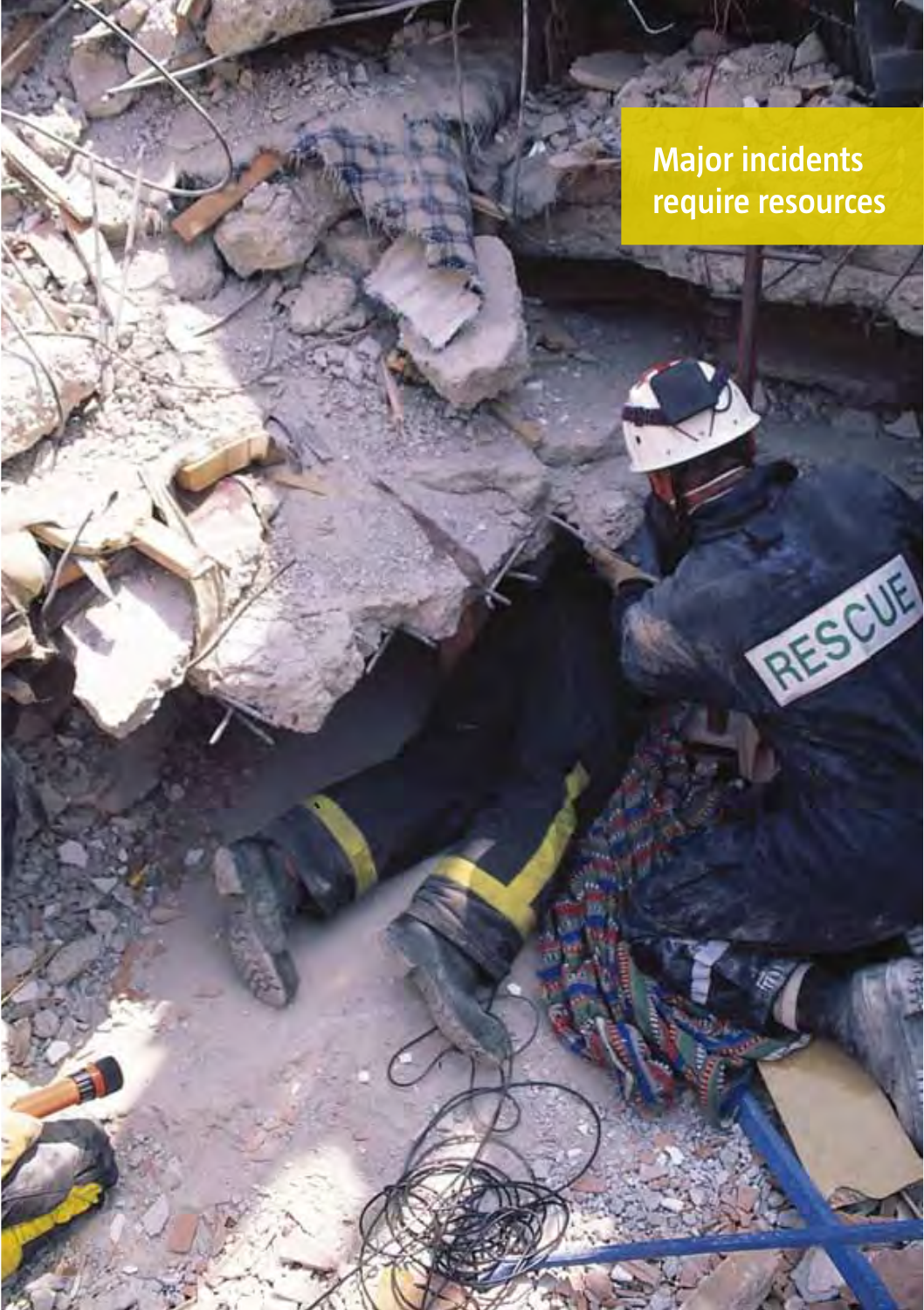# Major incidents require resources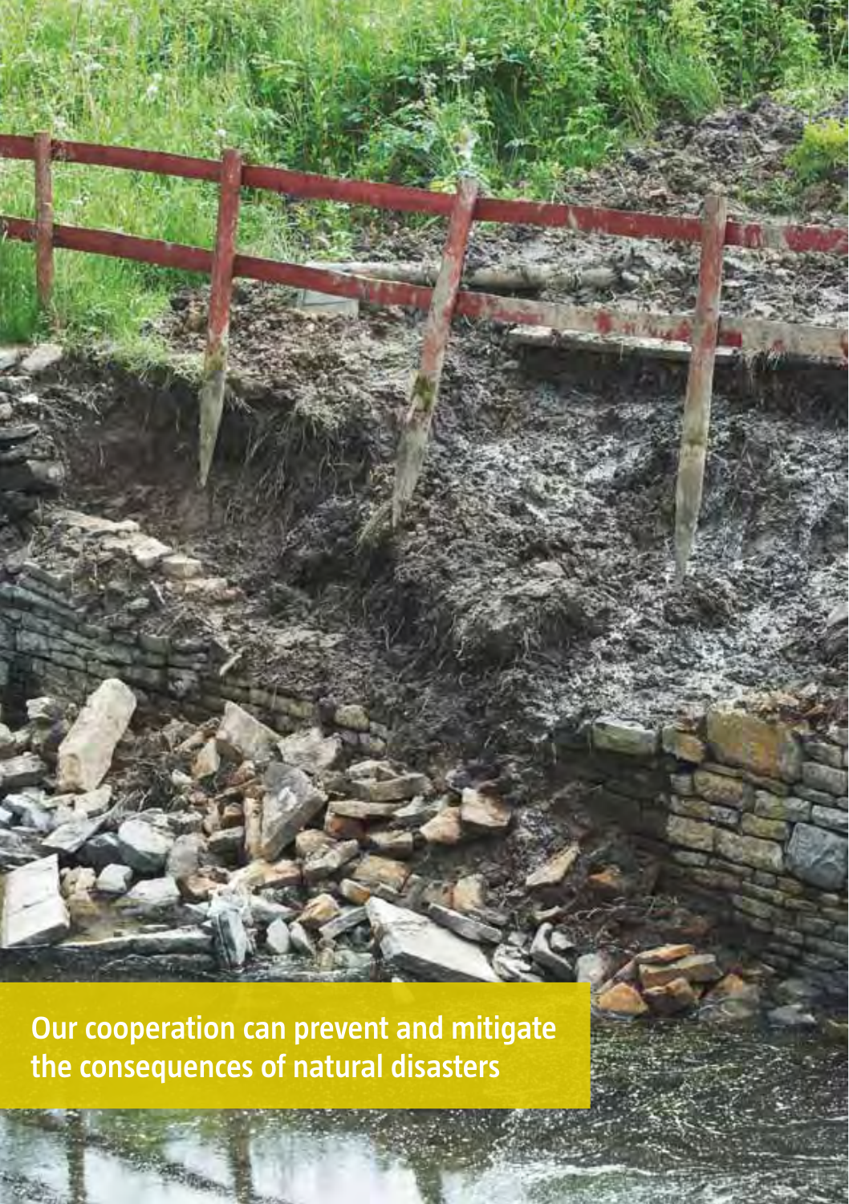Our cooperation can prevent and mitigate the consequences of natural disasters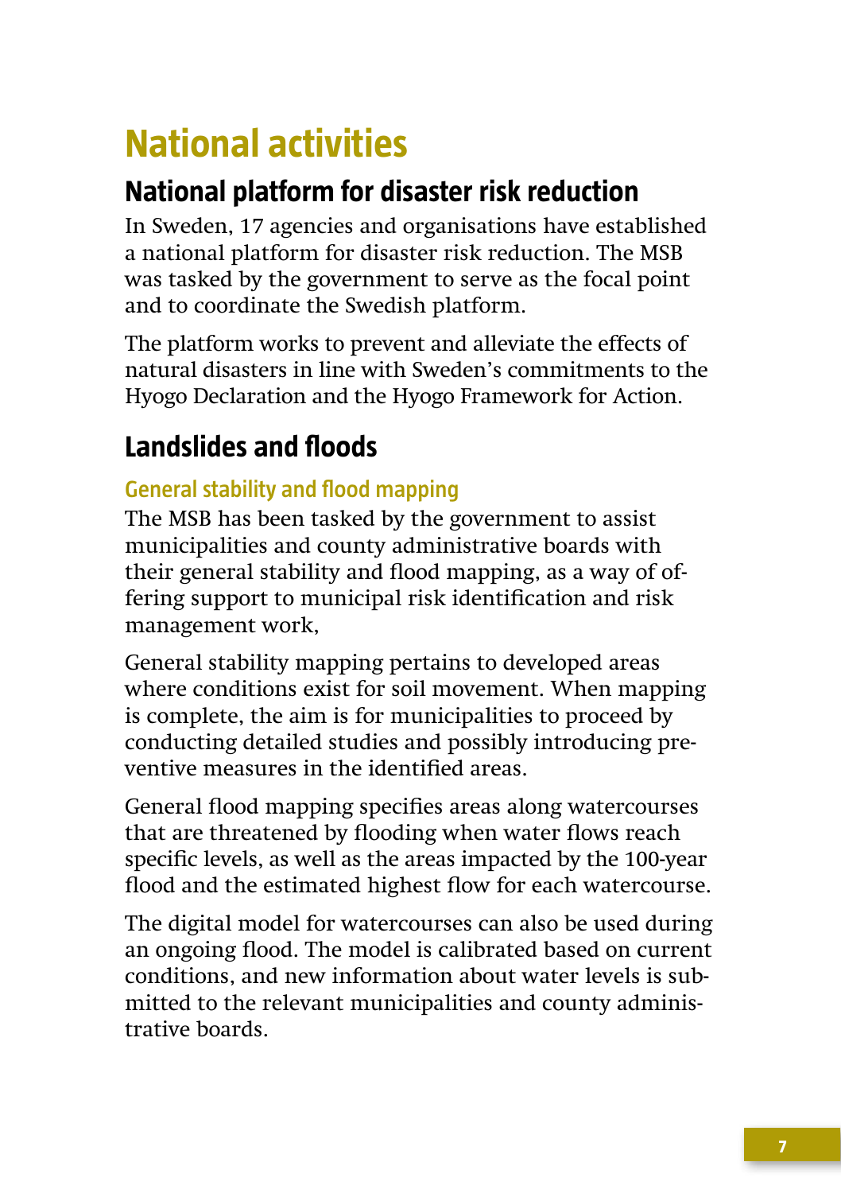# National activities

## National platform for disaster risk reduction

In Sweden, 17 agencies and organisations have established a national platform for disaster risk reduction. The MSB was tasked by the government to serve as the focal point and to coordinate the Swedish platform.

The platform works to prevent and alleviate the effects of natural disasters in line with Sweden's commitments to the Hyogo Declaration and the Hyogo Framework for Action.

## Landslides and floods

### General stability and flood mapping

The MSB has been tasked by the government to assist municipalities and county administrative boards with their general stability and flood mapping, as a way of offering support to municipal risk identification and risk management work,

General stability mapping pertains to developed areas where conditions exist for soil movement. When mapping is complete, the aim is for municipalities to proceed by conducting detailed studies and possibly introducing preventive measures in the identified areas.

General flood mapping specifies areas along watercourses that are threatened by flooding when water flows reach specific levels, as well as the areas impacted by the 100-year flood and the estimated highest flow for each watercourse.

The digital model for watercourses can also be used during an ongoing flood. The model is calibrated based on current conditions, and new information about water levels is submitted to the relevant municipalities and county administrative boards.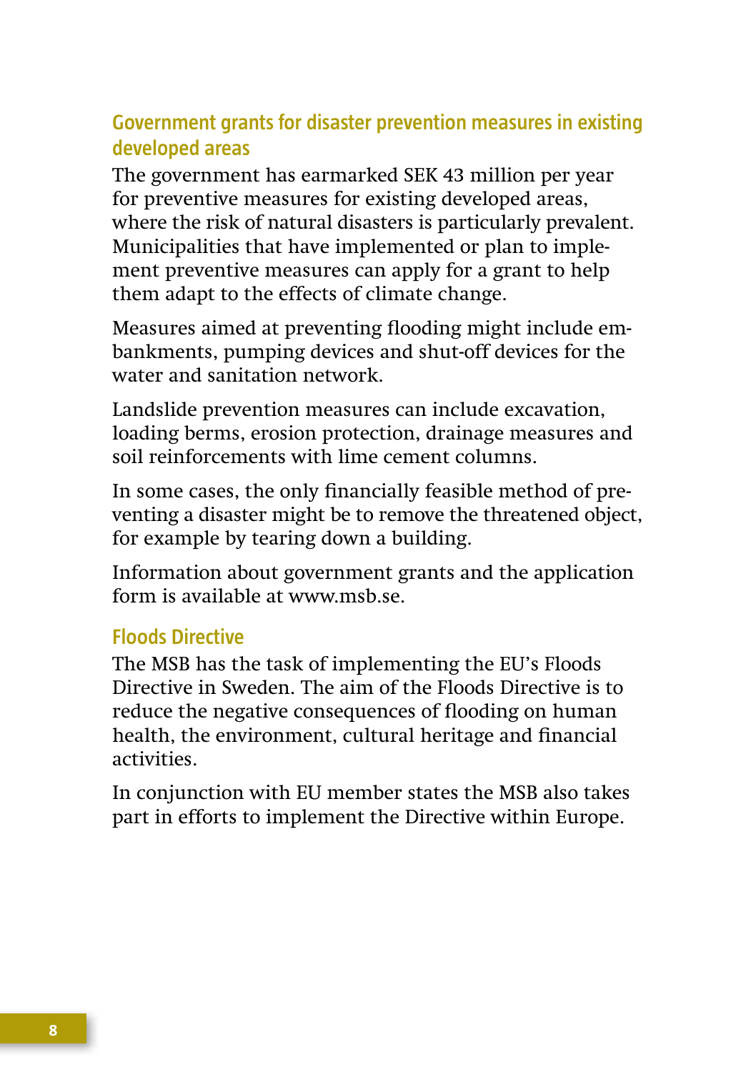## Government grants for disaster prevention measures in existing developed areas

The government has earmarked SEK 43 million per year for preventive measures for existing developed areas, where the risk of natural disasters is particularly prevalent. Municipalities that have implemented or plan to implement preventive measures can apply for a grant to help them adapt to the effects of climate change.

Measures aimed at preventing flooding might include embankments, pumping devices and shut-off devices for the water and sanitation network.

Landslide prevention measures can include excavation, loading berms, erosion protection, drainage measures and soil reinforcements with lime cement columns.

In some cases, the only financially feasible method of preventing a disaster might be to remove the threatened object, for example by tearing down a building.

Information about government grants and the application form is available at www.msb.se.

## Floods Directive

The MSB has the task of implementing the EU's Floods Directive in Sweden. The aim of the Floods Directive is to reduce the negative consequences of flooding on human health, the environment, cultural heritage and financial activities.

In conjunction with EU member states the MSB also takes part in efforts to implement the Directive within Europe.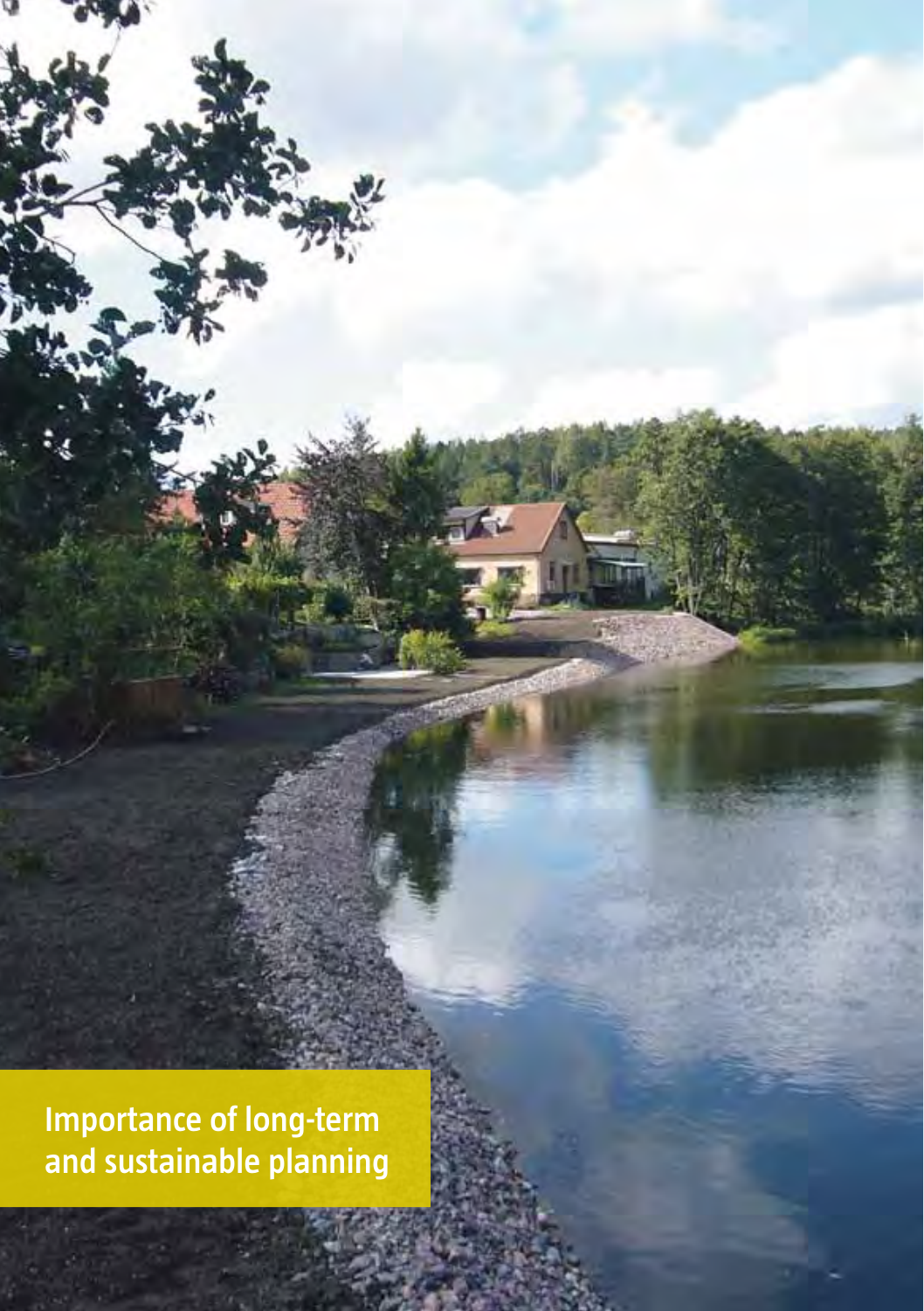# Importance of long-term and sustainable planning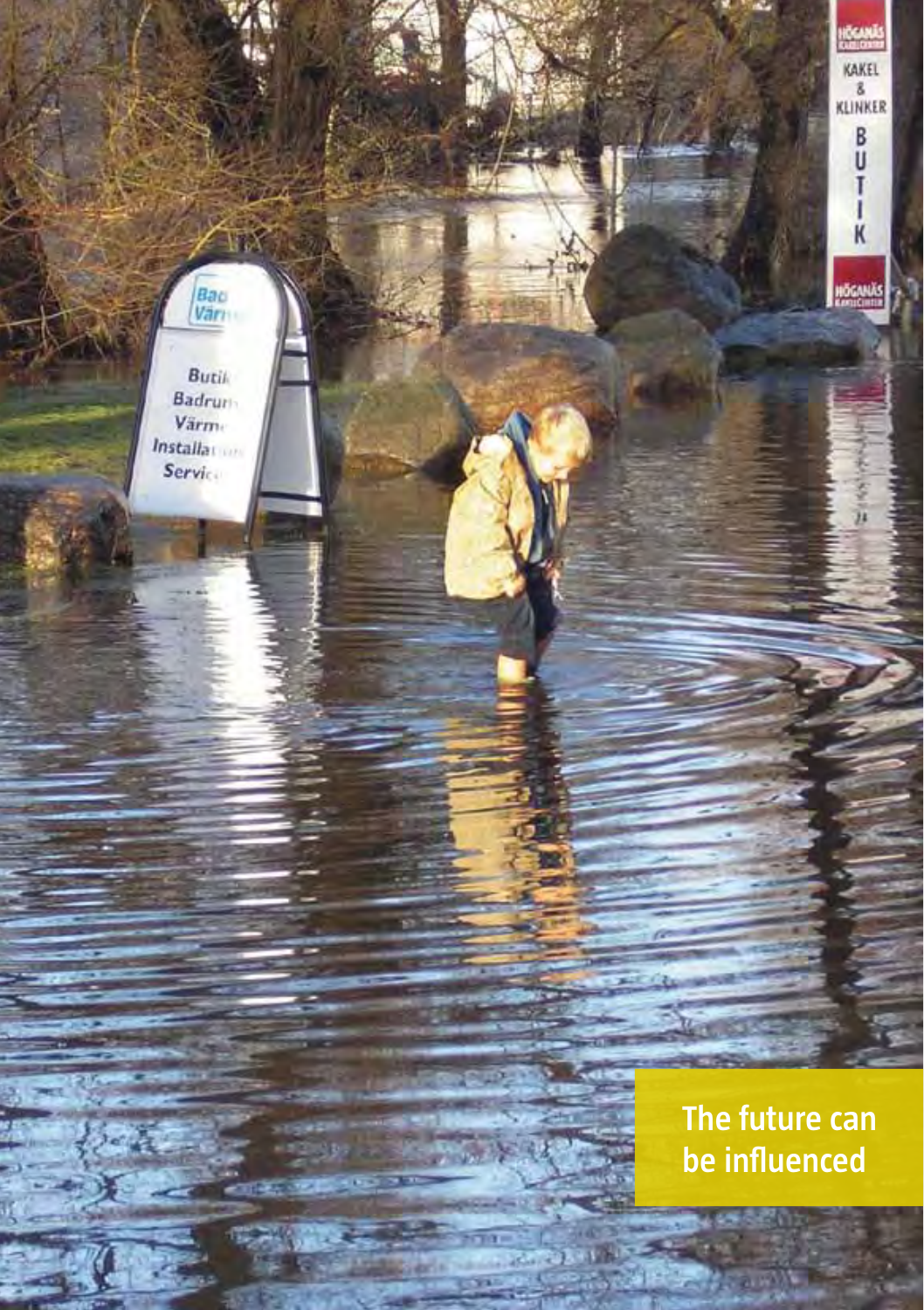The future can be influenced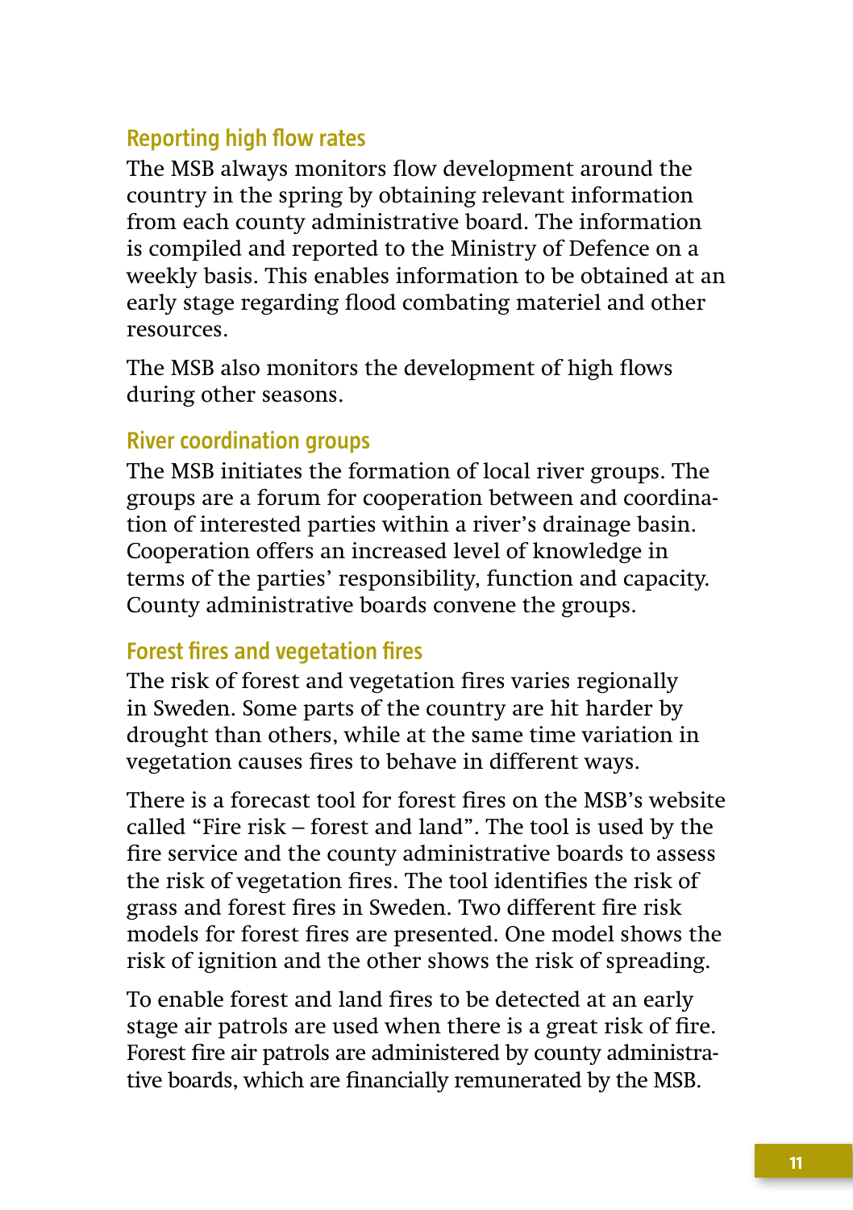### Reporting high flow rates

The MSB always monitors flow development around the country in the spring by obtaining relevant information from each county administrative board. The information is compiled and reported to the Ministry of Defence on a weekly basis. This enables information to be obtained at an early stage regarding flood combating materiel and other resources.

The MSB also monitors the development of high flows during other seasons.

### River coordination groups

The MSB initiates the formation of local river groups. The groups are a forum for cooperation between and coordination of interested parties within a river's drainage basin. Cooperation offers an increased level of knowledge in terms of the parties' responsibility, function and capacity. County administrative boards convene the groups.

### Forest fires and vegetation fires

The risk of forest and vegetation fires varies regionally in Sweden. Some parts of the country are hit harder by drought than others, while at the same time variation in vegetation causes fires to behave in different ways.

There is a forecast tool for forest fires on the MSB's website called "Fire risk – forest and land". The tool is used by the fire service and the county administrative boards to assess the risk of vegetation fires. The tool identifies the risk of grass and forest fires in Sweden. Two different fire risk models for forest fires are presented. One model shows the risk of ignition and the other shows the risk of spreading.

To enable forest and land fires to be detected at an early stage air patrols are used when there is a great risk of fire. Forest fire air patrols are administered by county administrative boards, which are financially remunerated by the MSB.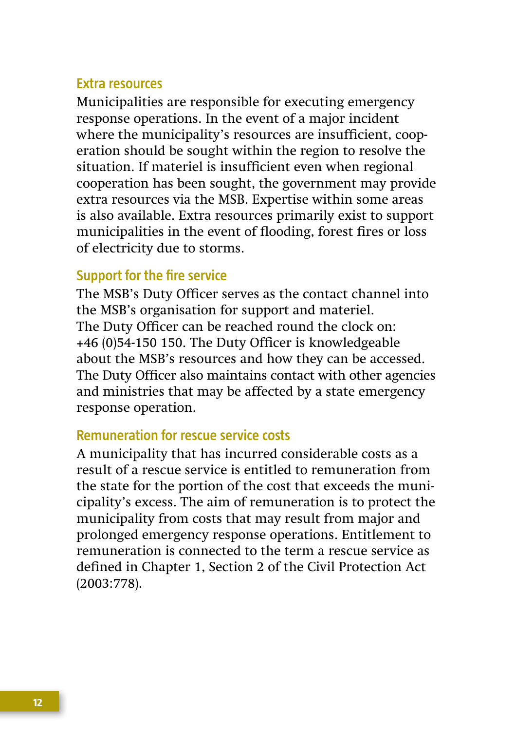## Extra resources

Municipalities are responsible for executing emergency response operations. In the event of a major incident where the municipality's resources are insufficient, cooperation should be sought within the region to resolve the situation. If materiel is insufficient even when regional cooperation has been sought, the government may provide extra resources via the MSB. Expertise within some areas is also available. Extra resources primarily exist to support municipalities in the event of flooding, forest fires or loss of electricity due to storms.

## Support for the fire service

The MSB's Duty Officer serves as the contact channel into the MSB's organisation for support and materiel.
The Duty Officer can be reached round the clock on: +46 (0)54-150 150. The Duty Officer is knowledgeable about the MSB's resources and how they can be accessed. The Duty Officer also maintains contact with other agencies and ministries that may be affected by a state emergency response operation.

## Remuneration for rescue service costs

A municipality that has incurred considerable costs as a result of a rescue service is entitled to remuneration from the state for the portion of the cost that exceeds the municipality's excess. The aim of remuneration is to protect the municipality from costs that may result from major and prolonged emergency response operations. Entitlement to remuneration is connected to the term a rescue service as defined in Chapter 1, Section 2 of the Civil Protection Act (2003:778).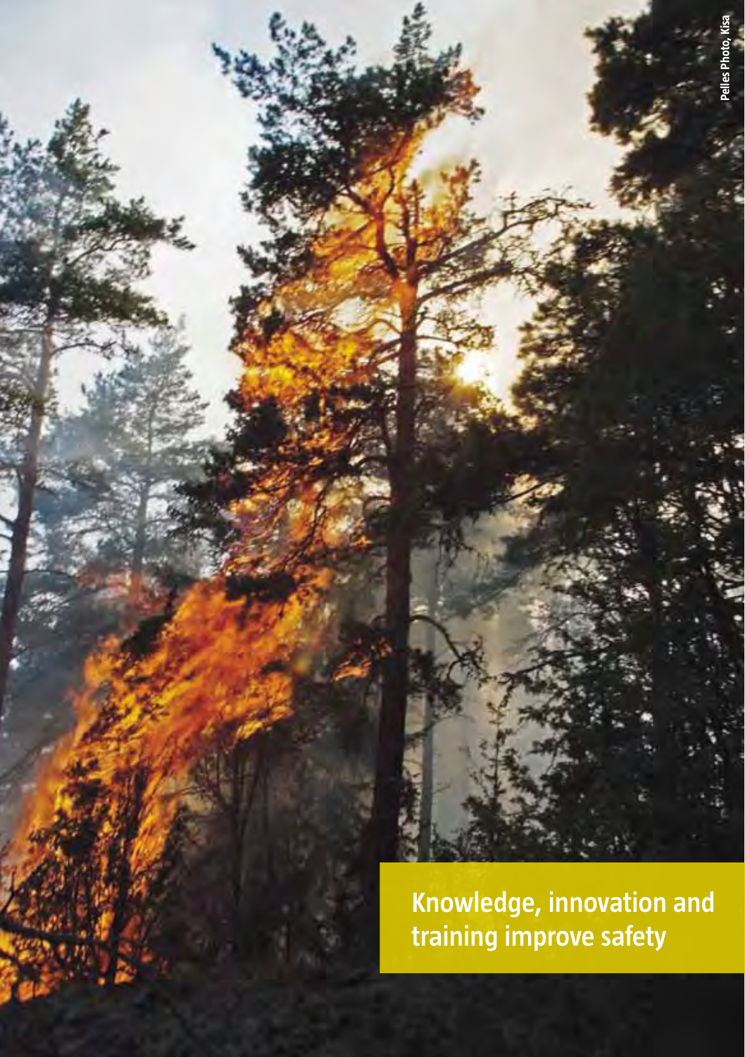Pelles Photo, Kisa

## Knowledge, innovation and training improve safety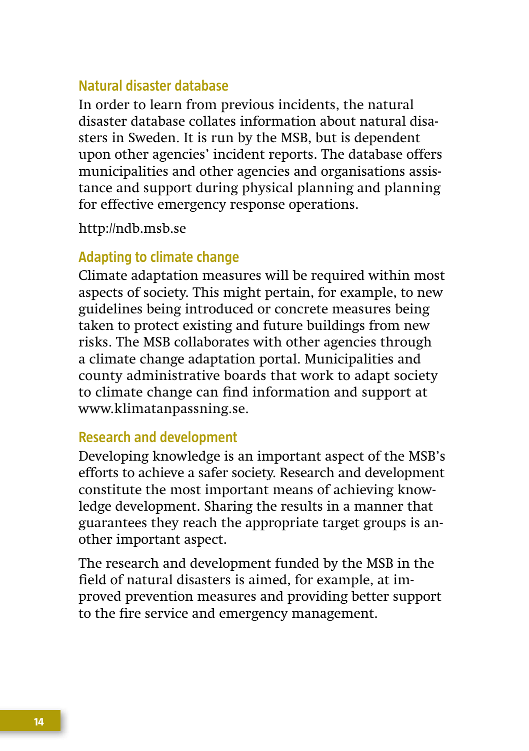## Natural disaster database

In order to learn from previous incidents, the natural disaster database collates information about natural disasters in Sweden. It is run by the MSB, but is dependent upon other agencies' incident reports. The database offers municipalities and other agencies and organisations assistance and support during physical planning and planning for effective emergency response operations.

http://ndb.msb.se

## Adapting to climate change

Climate adaptation measures will be required within most aspects of society. This might pertain, for example, to new guidelines being introduced or concrete measures being taken to protect existing and future buildings from new risks. The MSB collaborates with other agencies through a climate change adaptation portal. Municipalities and county administrative boards that work to adapt society to climate change can find information and support at www.klimatanpassning.se.

## Research and development

Developing knowledge is an important aspect of the MSB's efforts to achieve a safer society. Research and development constitute the most important means of achieving knowledge development. Sharing the results in a manner that guarantees they reach the appropriate target groups is another important aspect.

The research and development funded by the MSB in the field of natural disasters is aimed, for example, at improved prevention measures and providing better support to the fire service and emergency management.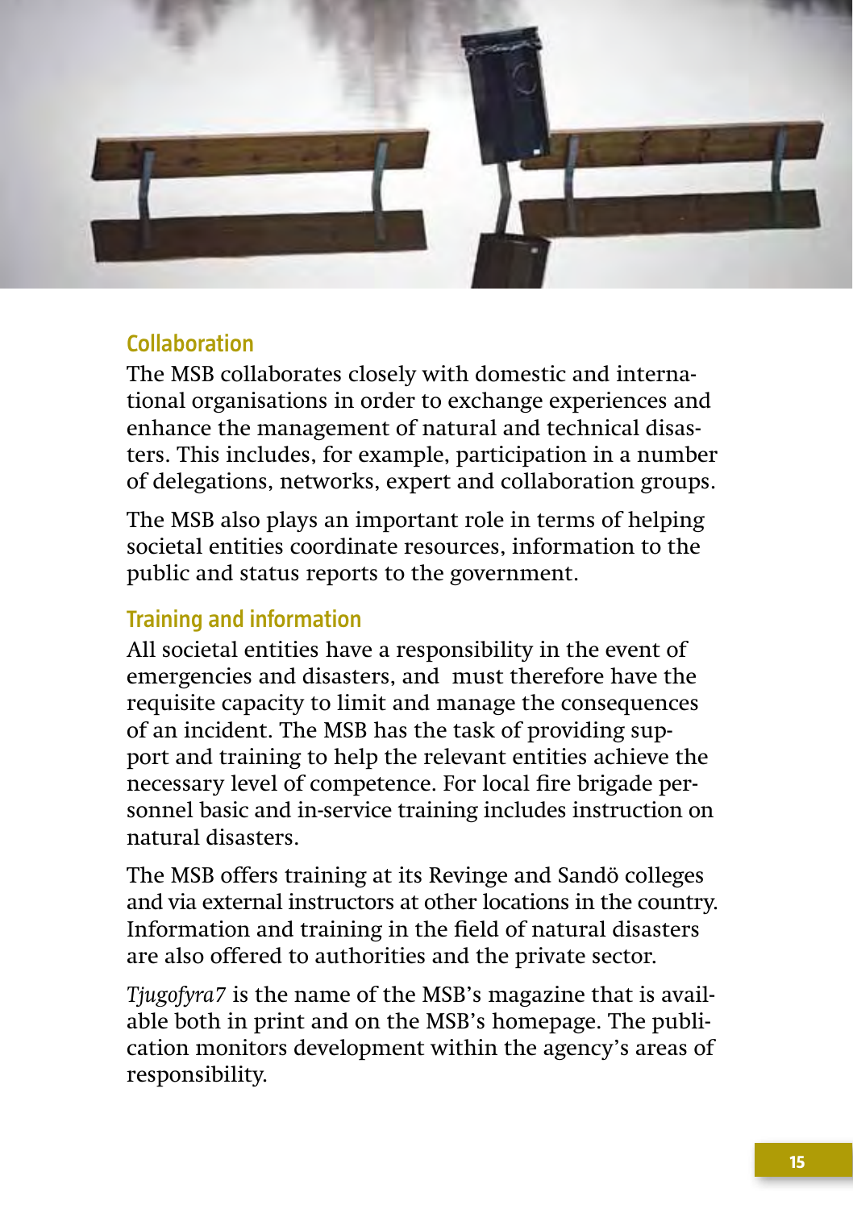## Collaboration

The MSB collaborates closely with domestic and international organisations in order to exchange experiences and enhance the management of natural and technical disasters. This includes, for example, participation in a number of delegations, networks, expert and collaboration groups.

The MSB also plays an important role in terms of helping societal entities coordinate resources, information to the public and status reports to the government.

## Training and information

All societal entities have a responsibility in the event of emergencies and disasters, and must therefore have the requisite capacity to limit and manage the consequences of an incident. The MSB has the task of providing support and training to help the relevant entities achieve the necessary level of competence. For local fire brigade personnel basic and in-service training includes instruction on natural disasters.

The MSB offers training at its Revinge and Sandö colleges and via external instructors at other locations in the country. Information and training in the field of natural disasters are also offered to authorities and the private sector.

*Tjugofyra7* is the name of the MSB's magazine that is available both in print and on the MSB's homepage. The publication monitors development within the agency's areas of responsibility.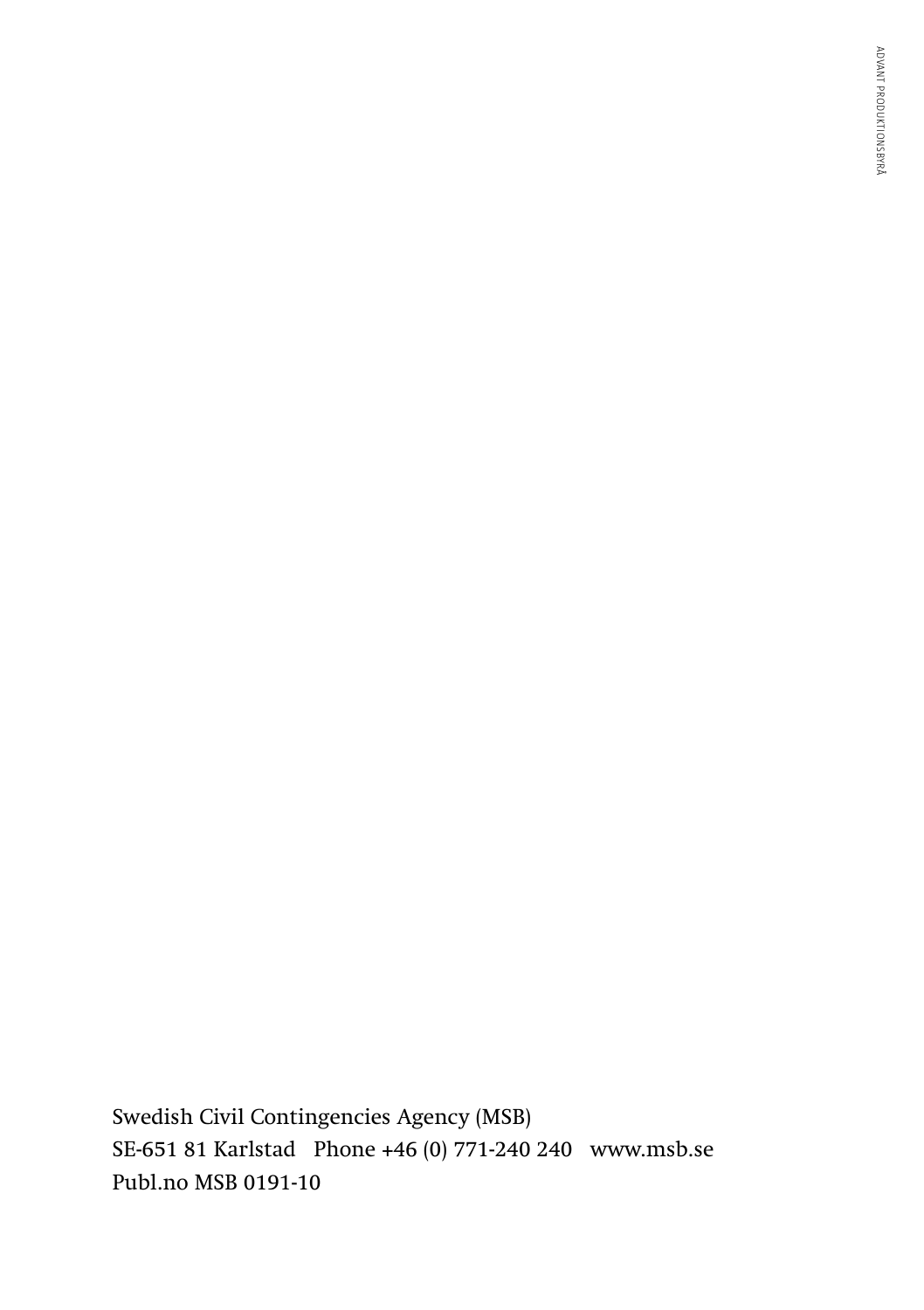ADVANT PRODUKTIONSBYRÅ

Swedish Civil Contingencies Agency (MSB)
SE-651 81 Karlstad Phone +46 (0) 771-240 240 www.msb.se
Publ.no MSB 0191-10